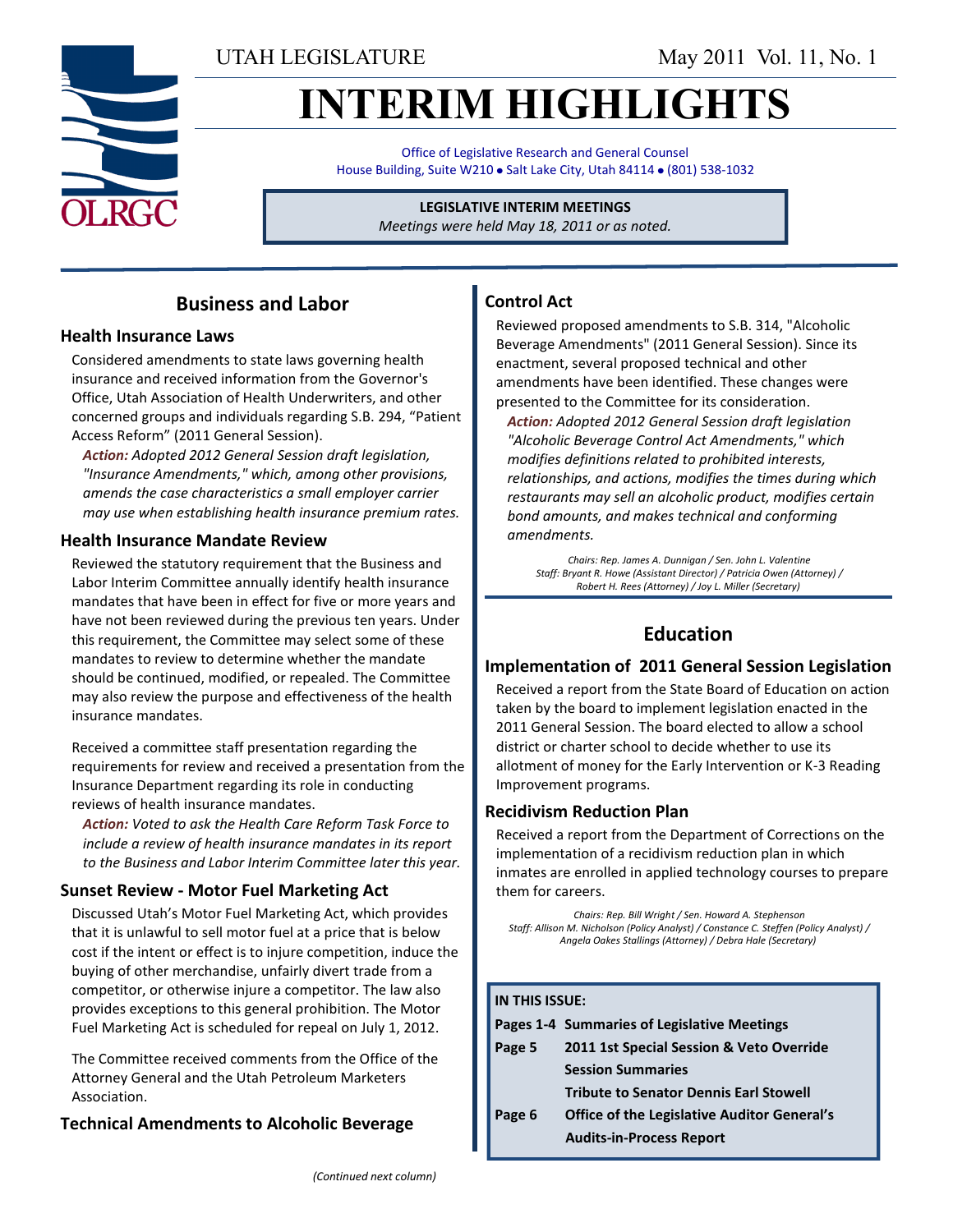UTAH LEGISLATURE

# INTERIM HIGHLIGHTS

Office of Legislative Research and General Counsel
House Building, Suite W210 • Salt Lake City, Utah 84114 • (801) 538-1032

**LEGISLATIVE INTERIM MEETINGS**
*Meetings were held May 18, 2011 or as noted.*

## Business and Labor

### Health Insurance Laws

Considered amendments to state laws governing health insurance and received information from the Governor's Office, Utah Association of Health Underwriters, and other concerned groups and individuals regarding S.B. 294, "Patient Access Reform" (2011 General Session).

***Action:*** *Adopted 2012 General Session draft legislation, "Insurance Amendments," which, among other provisions, amends the case characteristics a small employer carrier may use when establishing health insurance premium rates.*

### Health Insurance Mandate Review

Reviewed the statutory requirement that the Business and Labor Interim Committee annually identify health insurance mandates that have been in effect for five or more years and have not been reviewed during the previous ten years. Under this requirement, the Committee may select some of these mandates to review to determine whether the mandate should be continued, modified, or repealed. The Committee may also review the purpose and effectiveness of the health insurance mandates.

Received a committee staff presentation regarding the requirements for review and received a presentation from the Insurance Department regarding its role in conducting reviews of health insurance mandates.

***Action:*** *Voted to ask the Health Care Reform Task Force to include a review of health insurance mandates in its report to the Business and Labor Interim Committee later this year.*

### Sunset Review - Motor Fuel Marketing Act

Discussed Utah's Motor Fuel Marketing Act, which provides that it is unlawful to sell motor fuel at a price that is below cost if the intent or effect is to injure competition, induce the buying of other merchandise, unfairly divert trade from a competitor, or otherwise injure a competitor. The law also provides exceptions to this general prohibition. The Motor Fuel Marketing Act is scheduled for repeal on July 1, 2012.

The Committee received comments from the Office of the Attorney General and the Utah Petroleum Marketers Association.

### Technical Amendments to Alcoholic Beverage Control Act

Reviewed proposed amendments to S.B. 314, "Alcoholic Beverage Amendments" (2011 General Session). Since its enactment, several proposed technical and other amendments have been identified. These changes were presented to the Committee for its consideration.

***Action:*** *Adopted 2012 General Session draft legislation "Alcoholic Beverage Control Act Amendments," which modifies definitions related to prohibited interests, relationships, and actions, modifies the times during which restaurants may sell an alcoholic product, modifies certain bond amounts, and makes technical and conforming amendments.*

*Chairs: Rep. James A. Dunnigan / Sen. John L. Valentine*
*Staff: Bryant R. Howe (Assistant Director) / Patricia Owen (Attorney) / Robert H. Rees (Attorney) / Joy L. Miller (Secretary)*

## Education

### Implementation of 2011 General Session Legislation

Received a report from the State Board of Education on action taken by the board to implement legislation enacted in the 2011 General Session. The board elected to allow a school district or charter school to decide whether to use its allotment of money for the Early Intervention or K-3 Reading Improvement programs.

### Recidivism Reduction Plan

Received a report from the Department of Corrections on the implementation of a recidivism reduction plan in which inmates are enrolled in applied technology courses to prepare them for careers.

*Chairs: Rep. Bill Wright / Sen. Howard A. Stephenson*
*Staff: Allison M. Nicholson (Policy Analyst) / Constance C. Steffen (Policy Analyst) / Angela Oakes Stallings (Attorney) / Debra Hale (Secretary)*

**IN THIS ISSUE:**

| | |
|---|---|
| **Pages 1-4** | **Summaries of Legislative Meetings** |
| **Page 5** | **2011 1st Special Session & Veto Override Session Summaries** |
| | **Tribute to Senator Dennis Earl Stowell** |
| **Page 6** | **Office of the Legislative Auditor General's Audits-in-Process Report** |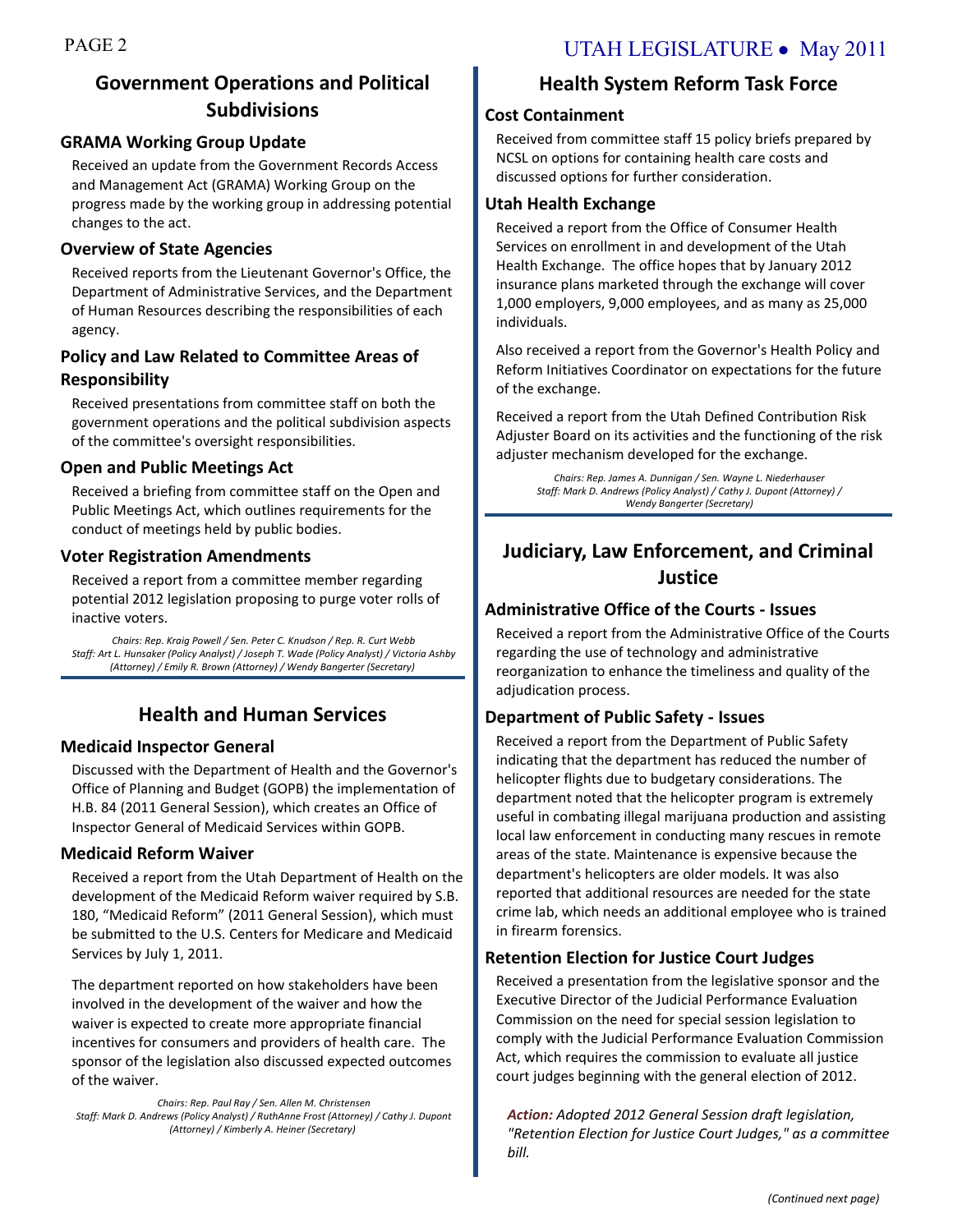## Government Operations and Political Subdivisions

### GRAMA Working Group Update

Received an update from the Government Records Access and Management Act (GRAMA) Working Group on the progress made by the working group in addressing potential changes to the act.

### Overview of State Agencies

Received reports from the Lieutenant Governor's Office, the Department of Administrative Services, and the Department of Human Resources describing the responsibilities of each agency.

### Policy and Law Related to Committee Areas of Responsibility

Received presentations from committee staff on both the government operations and the political subdivision aspects of the committee's oversight responsibilities.

### Open and Public Meetings Act

Received a briefing from committee staff on the Open and Public Meetings Act, which outlines requirements for the conduct of meetings held by public bodies.

### Voter Registration Amendments

Received a report from a committee member regarding potential 2012 legislation proposing to purge voter rolls of inactive voters.

*Chairs: Rep. Kraig Powell / Sen. Peter C. Knudson / Rep. R. Curt Webb*
*Staff: Art L. Hunsaker (Policy Analyst) / Joseph T. Wade (Policy Analyst) / Victoria Ashby (Attorney) / Emily R. Brown (Attorney) / Wendy Bangerter (Secretary)*

## Health and Human Services

### Medicaid Inspector General

Discussed with the Department of Health and the Governor's Office of Planning and Budget (GOPB) the implementation of H.B. 84 (2011 General Session), which creates an Office of Inspector General of Medicaid Services within GOPB.

### Medicaid Reform Waiver

Received a report from the Utah Department of Health on the development of the Medicaid Reform waiver required by S.B. 180, "Medicaid Reform" (2011 General Session), which must be submitted to the U.S. Centers for Medicare and Medicaid Services by July 1, 2011.

The department reported on how stakeholders have been involved in the development of the waiver and how the waiver is expected to create more appropriate financial incentives for consumers and providers of health care. The sponsor of the legislation also discussed expected outcomes of the waiver.

*Chairs: Rep. Paul Ray / Sen. Allen M. Christensen*
*Staff: Mark D. Andrews (Policy Analyst) / RuthAnne Frost (Attorney) / Cathy J. Dupont (Attorney) / Kimberly A. Heiner (Secretary)*

## Health System Reform Task Force

### Cost Containment

Received from committee staff 15 policy briefs prepared by NCSL on options for containing health care costs and discussed options for further consideration.

### Utah Health Exchange

Received a report from the Office of Consumer Health Services on enrollment in and development of the Utah Health Exchange. The office hopes that by January 2012 insurance plans marketed through the exchange will cover 1,000 employers, 9,000 employees, and as many as 25,000 individuals.

Also received a report from the Governor's Health Policy and Reform Initiatives Coordinator on expectations for the future of the exchange.

Received a report from the Utah Defined Contribution Risk Adjuster Board on its activities and the functioning of the risk adjuster mechanism developed for the exchange.

*Chairs: Rep. James A. Dunnigan / Sen. Wayne L. Niederhauser*
*Staff: Mark D. Andrews (Policy Analyst) / Cathy J. Dupont (Attorney) / Wendy Bangerter (Secretary)*

## Judiciary, Law Enforcement, and Criminal Justice

### Administrative Office of the Courts - Issues

Received a report from the Administrative Office of the Courts regarding the use of technology and administrative reorganization to enhance the timeliness and quality of the adjudication process.

### Department of Public Safety - Issues

Received a report from the Department of Public Safety indicating that the department has reduced the number of helicopter flights due to budgetary considerations. The department noted that the helicopter program is extremely useful in combating illegal marijuana production and assisting local law enforcement in conducting many rescues in remote areas of the state. Maintenance is expensive because the department's helicopters are older models. It was also reported that additional resources are needed for the state crime lab, which needs an additional employee who is trained in firearm forensics.

### Retention Election for Justice Court Judges

Received a presentation from the legislative sponsor and the Executive Director of the Judicial Performance Evaluation Commission on the need for special session legislation to comply with the Judicial Performance Evaluation Commission Act, which requires the commission to evaluate all justice court judges beginning with the general election of 2012.

***Action:*** *Adopted 2012 General Session draft legislation, "Retention Election for Justice Court Judges," as a committee bill.*

*(Continued next page)*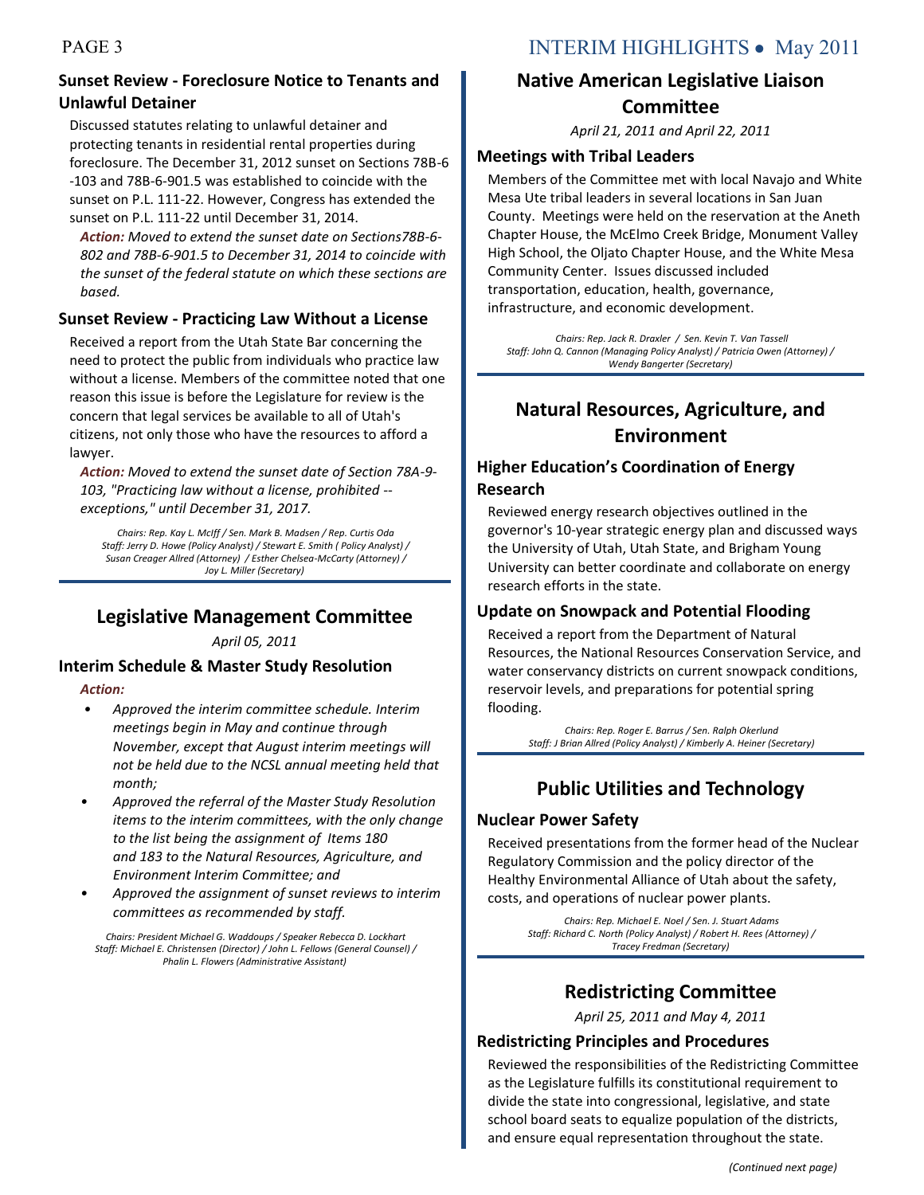### Sunset Review - Foreclosure Notice to Tenants and Unlawful Detainer

Discussed statutes relating to unlawful detainer and protecting tenants in residential rental properties during foreclosure. The December 31, 2012 sunset on Sections 78B-6-103 and 78B-6-901.5 was established to coincide with the sunset on P.L. 111-22. However, Congress has extended the sunset on P.L. 111-22 until December 31, 2014.

***Action:*** *Moved to extend the sunset date on Sections78B-6-802 and 78B-6-901.5 to December 31, 2014 to coincide with the sunset of the federal statute on which these sections are based.*

### Sunset Review - Practicing Law Without a License

Received a report from the Utah State Bar concerning the need to protect the public from individuals who practice law without a license. Members of the committee noted that one reason this issue is before the Legislature for review is the concern that legal services be available to all of Utah's citizens, not only those who have the resources to afford a lawyer.

***Action:*** *Moved to extend the sunset date of Section 78A-9-103, "Practicing law without a license, prohibited -- exceptions," until December 31, 2017.*

*Chairs: Rep. Kay L. McIff / Sen. Mark B. Madsen / Rep. Curtis Oda*
*Staff: Jerry D. Howe (Policy Analyst) / Stewart E. Smith ( Policy Analyst) / Susan Creager Allred (Attorney) / Esther Chelsea-McCarty (Attorney) / Joy L. Miller (Secretary)*

## Legislative Management Committee

*April 05, 2011*

### Interim Schedule & Master Study Resolution

***Action:***

- *Approved the interim committee schedule. Interim meetings begin in May and continue through November, except that August interim meetings will not be held due to the NCSL annual meeting held that month;*
- *Approved the referral of the Master Study Resolution items to the interim committees, with the only change to the list being the assignment of Items 180 and 183 to the Natural Resources, Agriculture, and Environment Interim Committee; and*
- *Approved the assignment of sunset reviews to interim committees as recommended by staff.*

*Chairs: President Michael G. Waddoups / Speaker Rebecca D. Lockhart*
*Staff: Michael E. Christensen (Director) / John L. Fellows (General Counsel) / Phalin L. Flowers (Administrative Assistant)*

## Native American Legislative Liaison Committee

*April 21, 2011 and April 22, 2011*

### Meetings with Tribal Leaders

Members of the Committee met with local Navajo and White Mesa Ute tribal leaders in several locations in San Juan County. Meetings were held on the reservation at the Aneth Chapter House, the McElmo Creek Bridge, Monument Valley High School, the Oljato Chapter House, and the White Mesa Community Center. Issues discussed included transportation, education, health, governance, infrastructure, and economic development.

*Chairs: Rep. Jack R. Draxler / Sen. Kevin T. Van Tassell*
*Staff: John Q. Cannon (Managing Policy Analyst) / Patricia Owen (Attorney) / Wendy Bangerter (Secretary)*

## Natural Resources, Agriculture, and Environment

### Higher Education's Coordination of Energy Research

Reviewed energy research objectives outlined in the governor's 10-year strategic energy plan and discussed ways the University of Utah, Utah State, and Brigham Young University can better coordinate and collaborate on energy research efforts in the state.

### Update on Snowpack and Potential Flooding

Received a report from the Department of Natural Resources, the National Resources Conservation Service, and water conservancy districts on current snowpack conditions, reservoir levels, and preparations for potential spring flooding.

*Chairs: Rep. Roger E. Barrus / Sen. Ralph Okerlund*
*Staff: J Brian Allred (Policy Analyst) / Kimberly A. Heiner (Secretary)*

## Public Utilities and Technology

### Nuclear Power Safety

Received presentations from the former head of the Nuclear Regulatory Commission and the policy director of the Healthy Environmental Alliance of Utah about the safety, costs, and operations of nuclear power plants.

*Chairs: Rep. Michael E. Noel / Sen. J. Stuart Adams*
*Staff: Richard C. North (Policy Analyst) / Robert H. Rees (Attorney) / Tracey Fredman (Secretary)*

## Redistricting Committee

*April 25, 2011 and May 4, 2011*

### Redistricting Principles and Procedures

Reviewed the responsibilities of the Redistricting Committee as the Legislature fulfills its constitutional requirement to divide the state into congressional, legislative, and state school board seats to equalize population of the districts, and ensure equal representation throughout the state.

*(Continued next page)*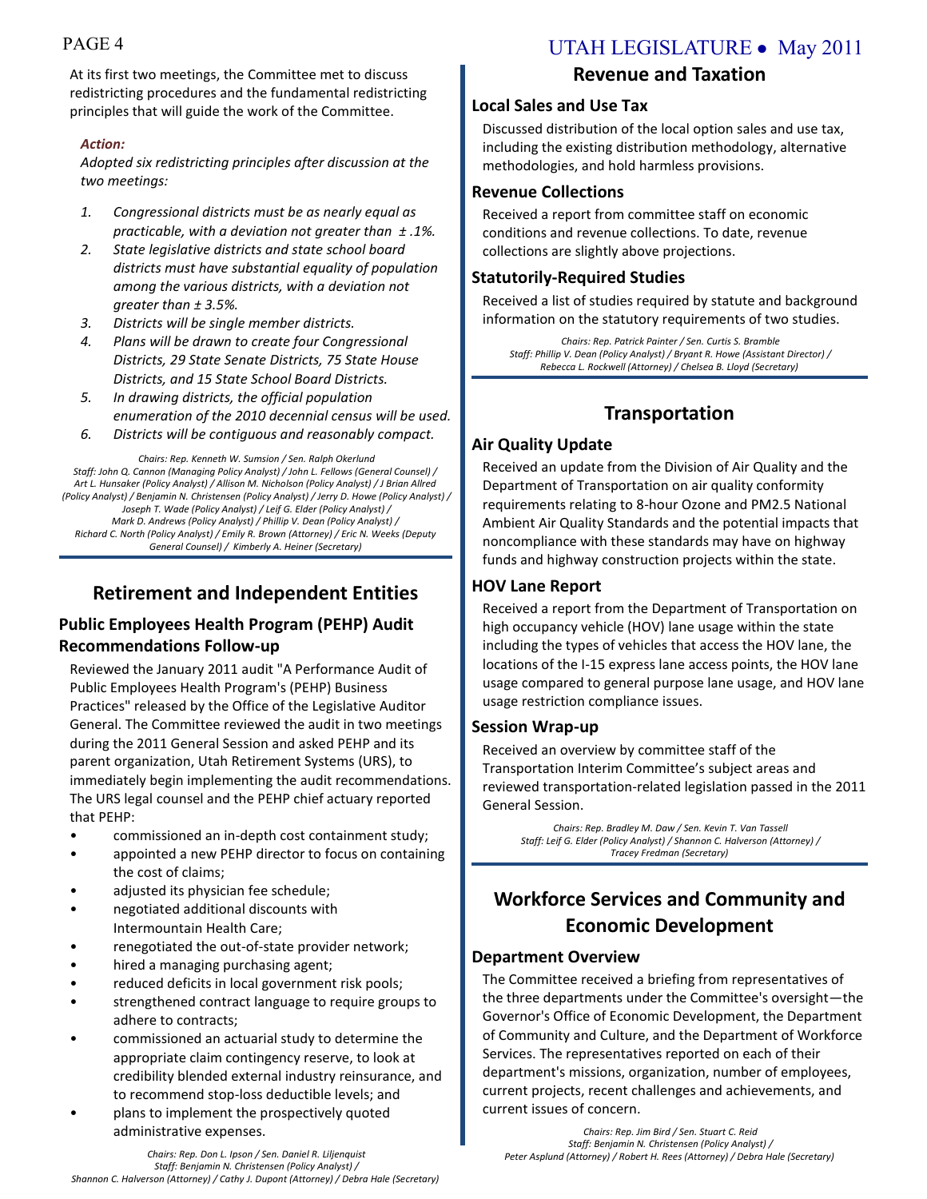At its first two meetings, the Committee met to discuss redistricting procedures and the fundamental redistricting principles that will guide the work of the Committee.

***Action:***

*Adopted six redistricting principles after discussion at the two meetings:*

1. *Congressional districts must be as nearly equal as practicable, with a deviation not greater than ± .1%.*
2. *State legislative districts and state school board districts must have substantial equality of population among the various districts, with a deviation not greater than ± 3.5%.*
3. *Districts will be single member districts.*
4. *Plans will be drawn to create four Congressional Districts, 29 State Senate Districts, 75 State House Districts, and 15 State School Board Districts.*
5. *In drawing districts, the official population enumeration of the 2010 decennial census will be used.*
6. *Districts will be contiguous and reasonably compact.*

*Chairs: Rep. Kenneth W. Sumsion / Sen. Ralph Okerlund*
*Staff: John Q. Cannon (Managing Policy Analyst) / John L. Fellows (General Counsel) / Art L. Hunsaker (Policy Analyst) / Allison M. Nicholson (Policy Analyst) / J Brian Allred (Policy Analyst) / Benjamin N. Christensen (Policy Analyst) / Jerry D. Howe (Policy Analyst) / Joseph T. Wade (Policy Analyst) / Leif G. Elder (Policy Analyst) / Mark D. Andrews (Policy Analyst) / Phillip V. Dean (Policy Analyst) / Richard C. North (Policy Analyst) / Emily R. Brown (Attorney) / Eric N. Weeks (Deputy General Counsel) / Kimberly A. Heiner (Secretary)*

## Retirement and Independent Entities

### Public Employees Health Program (PEHP) Audit Recommendations Follow-up

Reviewed the January 2011 audit "A Performance Audit of Public Employees Health Program's (PEHP) Business Practices" released by the Office of the Legislative Auditor General. The Committee reviewed the audit in two meetings during the 2011 General Session and asked PEHP and its parent organization, Utah Retirement Systems (URS), to immediately begin implementing the audit recommendations. The URS legal counsel and the PEHP chief actuary reported that PEHP:

- commissioned an in-depth cost containment study;
- appointed a new PEHP director to focus on containing the cost of claims;
- adjusted its physician fee schedule;
- negotiated additional discounts with Intermountain Health Care;
- renegotiated the out-of-state provider network;
- hired a managing purchasing agent;
- reduced deficits in local government risk pools;
- strengthened contract language to require groups to adhere to contracts;
- commissioned an actuarial study to determine the appropriate claim contingency reserve, to look at credibility blended external industry reinsurance, and to recommend stop-loss deductible levels; and
- plans to implement the prospectively quoted administrative expenses.

*Chairs: Rep. Don L. Ipson / Sen. Daniel R. Liljenquist*
*Staff: Benjamin N. Christensen (Policy Analyst) / Shannon C. Halverson (Attorney) / Cathy J. Dupont (Attorney) / Debra Hale (Secretary)*

## Revenue and Taxation

### Local Sales and Use Tax

Discussed distribution of the local option sales and use tax, including the existing distribution methodology, alternative methodologies, and hold harmless provisions.

### Revenue Collections

Received a report from committee staff on economic conditions and revenue collections. To date, revenue collections are slightly above projections.

### Statutorily-Required Studies

Received a list of studies required by statute and background information on the statutory requirements of two studies.

*Chairs: Rep. Patrick Painter / Sen. Curtis S. Bramble*
*Staff: Phillip V. Dean (Policy Analyst) / Bryant R. Howe (Assistant Director) / Rebecca L. Rockwell (Attorney) / Chelsea B. Lloyd (Secretary)*

## Transportation

### Air Quality Update

Received an update from the Division of Air Quality and the Department of Transportation on air quality conformity requirements relating to 8-hour Ozone and PM2.5 National Ambient Air Quality Standards and the potential impacts that noncompliance with these standards may have on highway funds and highway construction projects within the state.

### HOV Lane Report

Received a report from the Department of Transportation on high occupancy vehicle (HOV) lane usage within the state including the types of vehicles that access the HOV lane, the locations of the I-15 express lane access points, the HOV lane usage compared to general purpose lane usage, and HOV lane usage restriction compliance issues.

### Session Wrap-up

Received an overview by committee staff of the Transportation Interim Committee's subject areas and reviewed transportation-related legislation passed in the 2011 General Session.

*Chairs: Rep. Bradley M. Daw / Sen. Kevin T. Van Tassell*
*Staff: Leif G. Elder (Policy Analyst) / Shannon C. Halverson (Attorney) / Tracey Fredman (Secretary)*

## Workforce Services and Community and Economic Development

### Department Overview

The Committee received a briefing from representatives of the three departments under the Committee's oversight—the Governor's Office of Economic Development, the Department of Community and Culture, and the Department of Workforce Services. The representatives reported on each of their department's missions, organization, number of employees, current projects, recent challenges and achievements, and current issues of concern.

*Chairs: Rep. Jim Bird / Sen. Stuart C. Reid*
*Staff: Benjamin N. Christensen (Policy Analyst) / Peter Asplund (Attorney) / Robert H. Rees (Attorney) / Debra Hale (Secretary)*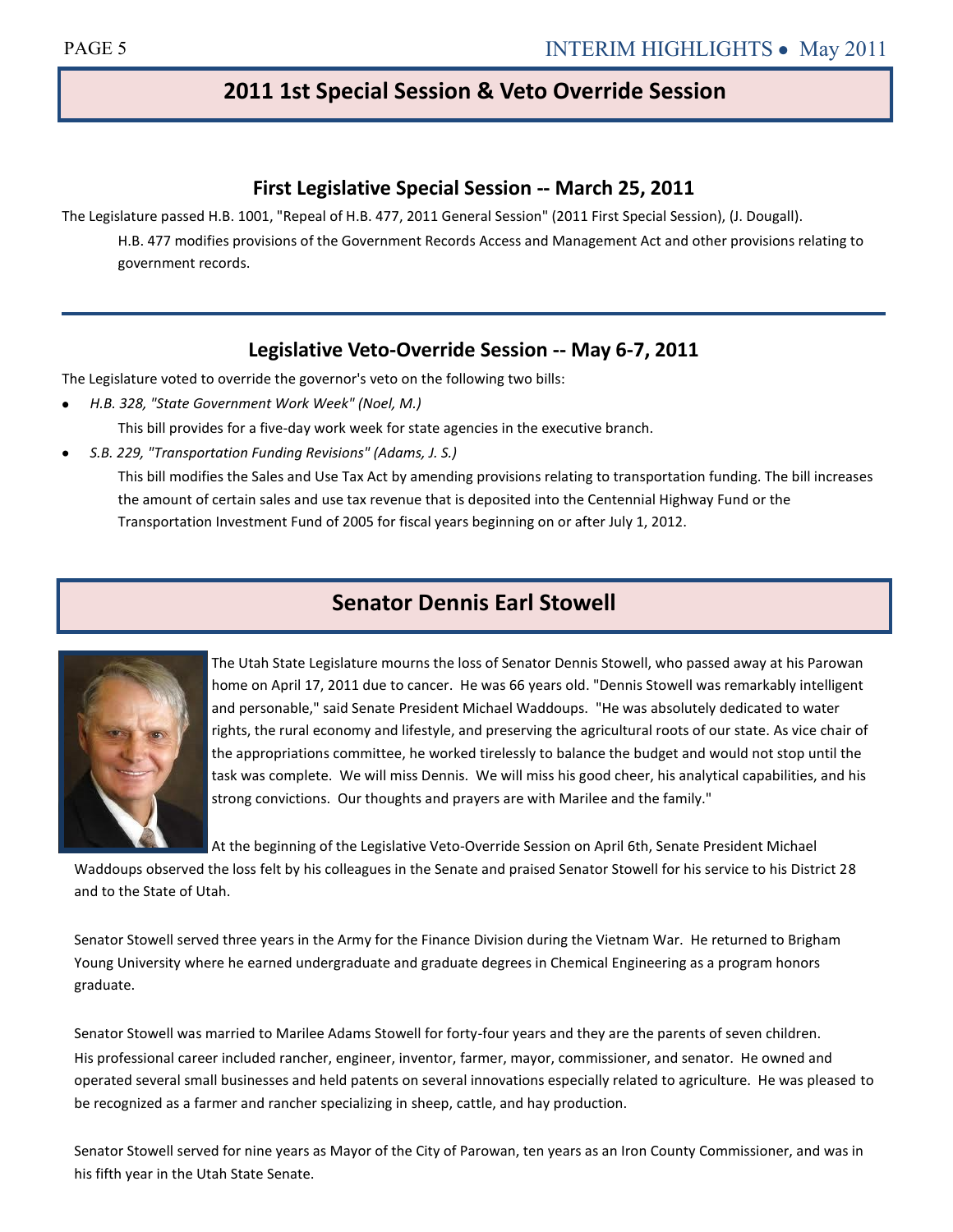## 2011 1st Special Session & Veto Override Session

### First Legislative Special Session -- March 25, 2011

The Legislature passed H.B. 1001, "Repeal of H.B. 477, 2011 General Session" (2011 First Special Session), (J. Dougall).

H.B. 477 modifies provisions of the Government Records Access and Management Act and other provisions relating to government records.

### Legislative Veto-Override Session -- May 6-7, 2011

The Legislature voted to override the governor's veto on the following two bills:

- *H.B. 328, "State Government Work Week" (Noel, M.)*

  This bill provides for a five-day work week for state agencies in the executive branch.

- *S.B. 229, "Transportation Funding Revisions" (Adams, J. S.)*

  This bill modifies the Sales and Use Tax Act by amending provisions relating to transportation funding. The bill increases the amount of certain sales and use tax revenue that is deposited into the Centennial Highway Fund or the Transportation Investment Fund of 2005 for fiscal years beginning on or after July 1, 2012.

## Senator Dennis Earl Stowell

The Utah State Legislature mourns the loss of Senator Dennis Stowell, who passed away at his Parowan home on April 17, 2011 due to cancer. He was 66 years old. "Dennis Stowell was remarkably intelligent and personable," said Senate President Michael Waddoups. "He was absolutely dedicated to water rights, the rural economy and lifestyle, and preserving the agricultural roots of our state. As vice chair of the appropriations committee, he worked tirelessly to balance the budget and would not stop until the task was complete. We will miss Dennis. We will miss his good cheer, his analytical capabilities, and his strong convictions. Our thoughts and prayers are with Marilee and the family."

At the beginning of the Legislative Veto-Override Session on April 6th, Senate President Michael Waddoups observed the loss felt by his colleagues in the Senate and praised Senator Stowell for his service to his District 28 and to the State of Utah.

Senator Stowell served three years in the Army for the Finance Division during the Vietnam War. He returned to Brigham Young University where he earned undergraduate and graduate degrees in Chemical Engineering as a program honors graduate.

Senator Stowell was married to Marilee Adams Stowell for forty-four years and they are the parents of seven children. His professional career included rancher, engineer, inventor, farmer, mayor, commissioner, and senator. He owned and operated several small businesses and held patents on several innovations especially related to agriculture. He was pleased to be recognized as a farmer and rancher specializing in sheep, cattle, and hay production.

Senator Stowell served for nine years as Mayor of the City of Parowan, ten years as an Iron County Commissioner, and was in his fifth year in the Utah State Senate.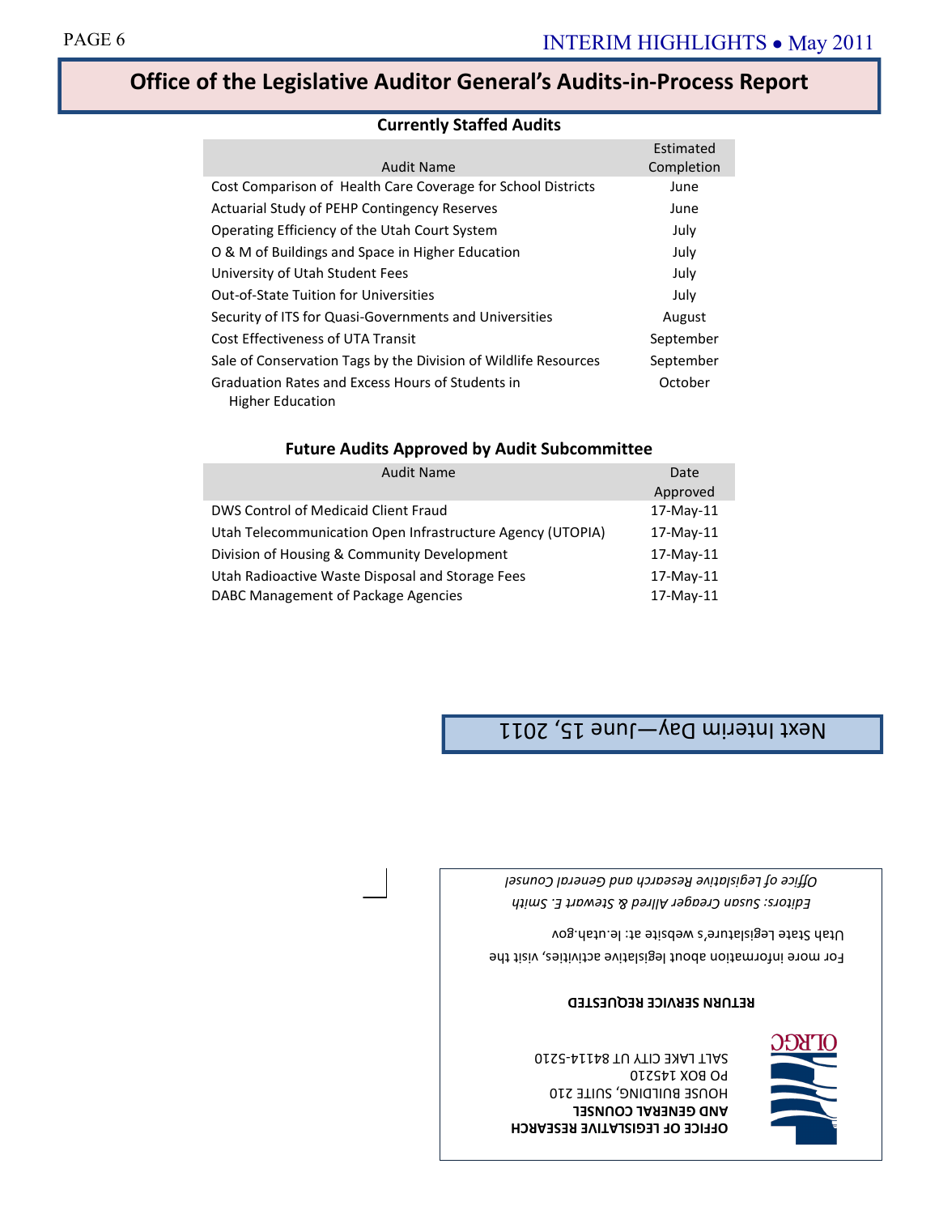# Office of the Legislative Auditor General's Audits-in-Process Report

## Currently Staffed Audits

| Audit Name | Estimated Completion |
|---|---|
| Cost Comparison of Health Care Coverage for School Districts | June |
| Actuarial Study of PEHP Contingency Reserves | June |
| Operating Efficiency of the Utah Court System | July |
| O & M of Buildings and Space in Higher Education | July |
| University of Utah Student Fees | July |
| Out-of-State Tuition for Universities | July |
| Security of ITS for Quasi-Governments and Universities | August |
| Cost Effectiveness of UTA Transit | September |
| Sale of Conservation Tags by the Division of Wildlife Resources | September |
| Graduation Rates and Excess Hours of Students in Higher Education | October |

## Future Audits Approved by Audit Subcommittee

| Audit Name | Date Approved |
|---|---|
| DWS Control of Medicaid Client Fraud | 17-May-11 |
| Utah Telecommunication Open Infrastructure Agency (UTOPIA) | 17-May-11 |
| Division of Housing & Community Development | 17-May-11 |
| Utah Radioactive Waste Disposal and Storage Fees | 17-May-11 |
| DABC Management of Package Agencies | 17-May-11 |

Next Interim Day—June 15, 2011

**OFFICE OF LEGISLATIVE RESEARCH AND GENERAL COUNSEL**
HOUSE BUILDING, SUITE 210
PO BOX 145210
SALT LAKE CITY UT 84114-5210

**RETURN SERVICE REQUESTED**

For more information about legislative activities, visit the Utah State Legislature's website at: le.utah.gov

*Editors: Susan Creager Allred & Stewart E. Smith*

*Office of Legislative Research and General Counsel*